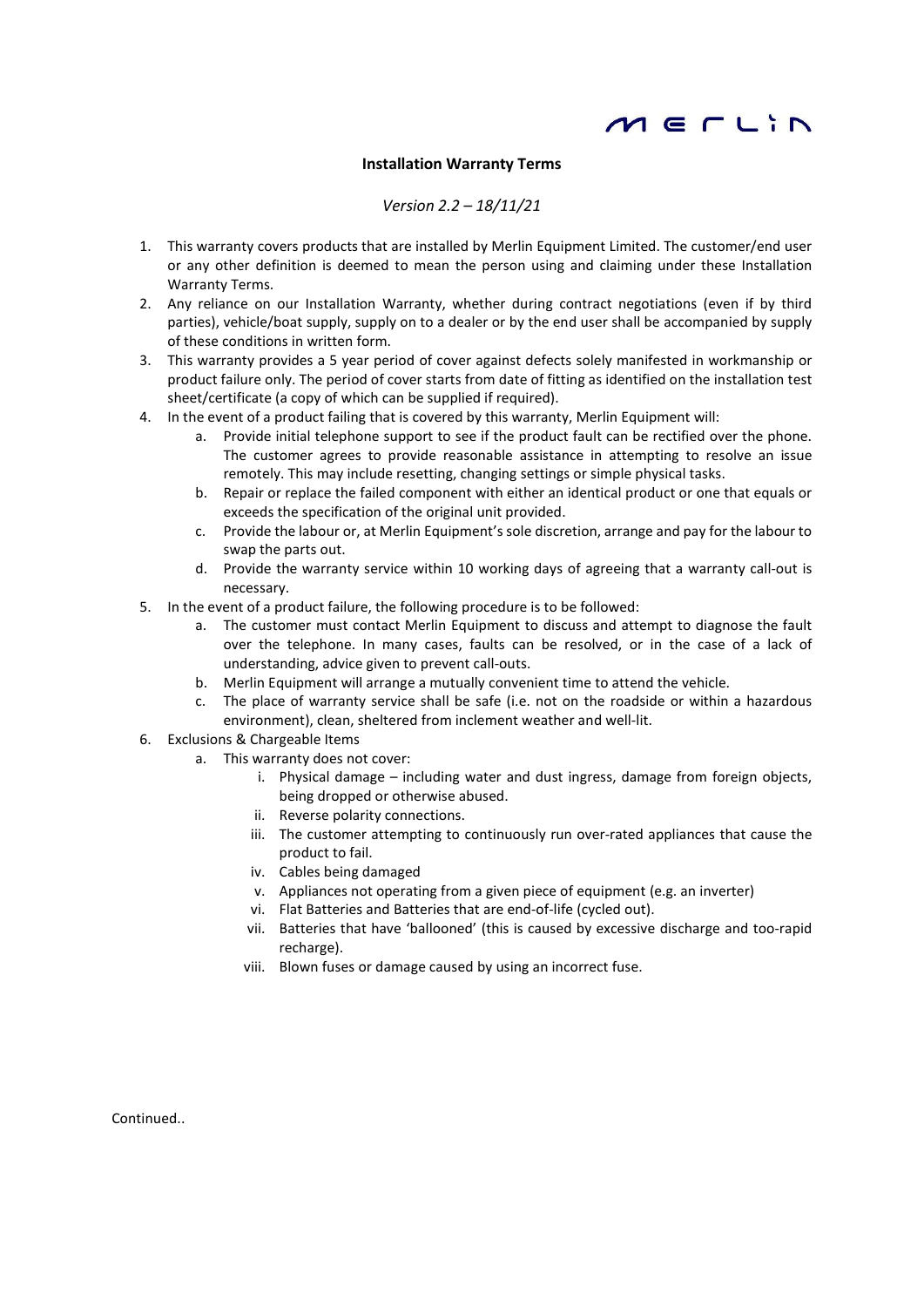MERLIN

**Installation Warranty Terms**

*Version 2.2 – 18/11/21*

1. This warranty covers products that are installed by Merlin Equipment Limited. The customer/end user or any other definition is deemed to mean the person using and claiming under these Installation Warranty Terms.
2. Any reliance on our Installation Warranty, whether during contract negotiations (even if by third parties), vehicle/boat supply, supply on to a dealer or by the end user shall be accompanied by supply of these conditions in written form.
3. This warranty provides a 5 year period of cover against defects solely manifested in workmanship or product failure only. The period of cover starts from date of fitting as identified on the installation test sheet/certificate (a copy of which can be supplied if required).
4. In the event of a product failing that is covered by this warranty, Merlin Equipment will:
    a. Provide initial telephone support to see if the product fault can be rectified over the phone. The customer agrees to provide reasonable assistance in attempting to resolve an issue remotely. This may include resetting, changing settings or simple physical tasks.
    b. Repair or replace the failed component with either an identical product or one that equals or exceeds the specification of the original unit provided.
    c. Provide the labour or, at Merlin Equipment's sole discretion, arrange and pay for the labour to swap the parts out.
    d. Provide the warranty service within 10 working days of agreeing that a warranty call-out is necessary.
5. In the event of a product failure, the following procedure is to be followed:
    a. The customer must contact Merlin Equipment to discuss and attempt to diagnose the fault over the telephone. In many cases, faults can be resolved, or in the case of a lack of understanding, advice given to prevent call-outs.
    b. Merlin Equipment will arrange a mutually convenient time to attend the vehicle.
    c. The place of warranty service shall be safe (i.e. not on the roadside or within a hazardous environment), clean, sheltered from inclement weather and well-lit.
6. Exclusions & Chargeable Items
    a. This warranty does not cover:
        i. Physical damage – including water and dust ingress, damage from foreign objects, being dropped or otherwise abused.
        ii. Reverse polarity connections.
        iii. The customer attempting to continuously run over-rated appliances that cause the product to fail.
        iv. Cables being damaged
        v. Appliances not operating from a given piece of equipment (e.g. an inverter)
        vi. Flat Batteries and Batteries that are end-of-life (cycled out).
        vii. Batteries that have 'ballooned' (this is caused by excessive discharge and too-rapid recharge).
        viii. Blown fuses or damage caused by using an incorrect fuse.

Continued..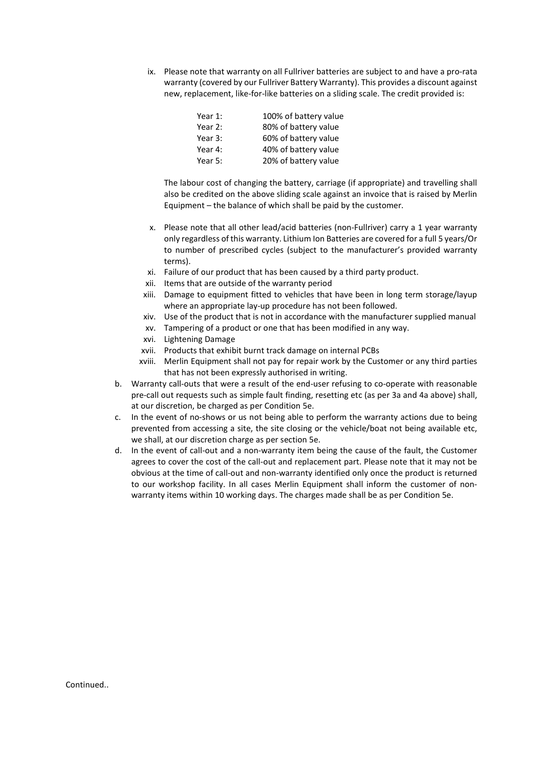ix. Please note that warranty on all Fullriver batteries are subject to and have a pro-rata warranty (covered by our Fullriver Battery Warranty). This provides a discount against new, replacement, like-for-like batteries on a sliding scale. The credit provided is:

| | |
|---|---|
| Year 1: | 100% of battery value |
| Year 2: | 80% of battery value |
| Year 3: | 60% of battery value |
| Year 4: | 40% of battery value |
| Year 5: | 20% of battery value |

The labour cost of changing the battery, carriage (if appropriate) and travelling shall also be credited on the above sliding scale against an invoice that is raised by Merlin Equipment – the balance of which shall be paid by the customer.

x. Please note that all other lead/acid batteries (non-Fullriver) carry a 1 year warranty only regardless of this warranty. Lithium Ion Batteries are covered for a full 5 years/Or to number of prescribed cycles (subject to the manufacturer's provided warranty terms).

xi. Failure of our product that has been caused by a third party product.

xii. Items that are outside of the warranty period

xiii. Damage to equipment fitted to vehicles that have been in long term storage/layup where an appropriate lay-up procedure has not been followed.

xiv. Use of the product that is not in accordance with the manufacturer supplied manual

xv. Tampering of a product or one that has been modified in any way.

xvi. Lightening Damage

xvii. Products that exhibit burnt track damage on internal PCBs

xviii. Merlin Equipment shall not pay for repair work by the Customer or any third parties that has not been expressly authorised in writing.

b. Warranty call-outs that were a result of the end-user refusing to co-operate with reasonable pre-call out requests such as simple fault finding, resetting etc (as per 3a and 4a above) shall, at our discretion, be charged as per Condition 5e.

c. In the event of no-shows or us not being able to perform the warranty actions due to being prevented from accessing a site, the site closing or the vehicle/boat not being available etc, we shall, at our discretion charge as per section 5e.

d. In the event of call-out and a non-warranty item being the cause of the fault, the Customer agrees to cover the cost of the call-out and replacement part. Please note that it may not be obvious at the time of call-out and non-warranty identified only once the product is returned to our workshop facility. In all cases Merlin Equipment shall inform the customer of non-warranty items within 10 working days. The charges made shall be as per Condition 5e.

Continued..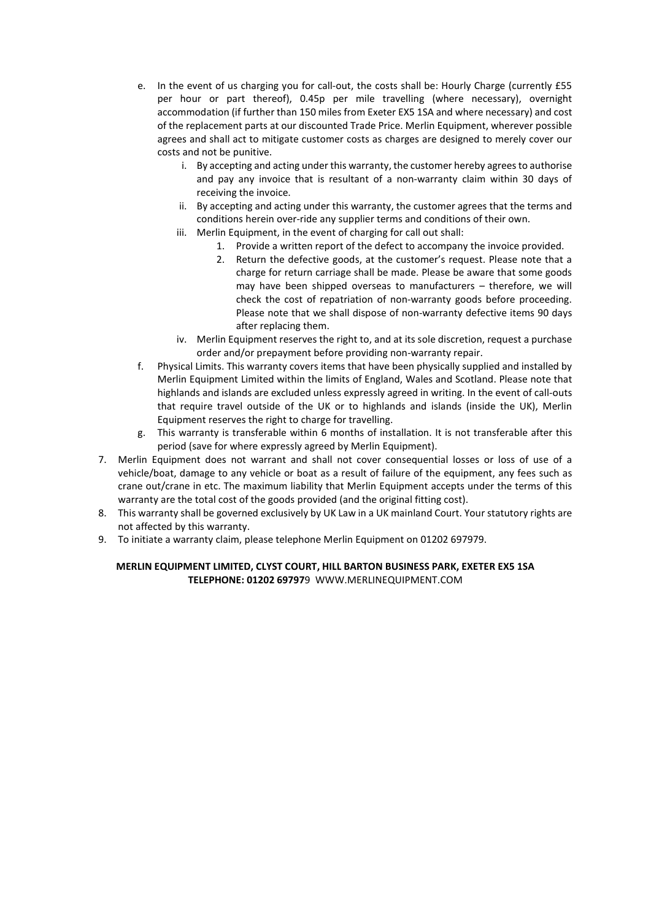e. In the event of us charging you for call-out, the costs shall be: Hourly Charge (currently £55 per hour or part thereof), 0.45p per mile travelling (where necessary), overnight accommodation (if further than 150 miles from Exeter EX5 1SA and where necessary) and cost of the replacement parts at our discounted Trade Price. Merlin Equipment, wherever possible agrees and shall act to mitigate customer costs as charges are designed to merely cover our costs and not be punitive.
   i. By accepting and acting under this warranty, the customer hereby agrees to authorise and pay any invoice that is resultant of a non-warranty claim within 30 days of receiving the invoice.
   ii. By accepting and acting under this warranty, the customer agrees that the terms and conditions herein over-ride any supplier terms and conditions of their own.
   iii. Merlin Equipment, in the event of charging for call out shall:
      1. Provide a written report of the defect to accompany the invoice provided.
      2. Return the defective goods, at the customer's request. Please note that a charge for return carriage shall be made. Please be aware that some goods may have been shipped overseas to manufacturers – therefore, we will check the cost of repatriation of non-warranty goods before proceeding. Please note that we shall dispose of non-warranty defective items 90 days after replacing them.
   iv. Merlin Equipment reserves the right to, and at its sole discretion, request a purchase order and/or prepayment before providing non-warranty repair.

f. Physical Limits. This warranty covers items that have been physically supplied and installed by Merlin Equipment Limited within the limits of England, Wales and Scotland. Please note that highlands and islands are excluded unless expressly agreed in writing. In the event of call-outs that require travel outside of the UK or to highlands and islands (inside the UK), Merlin Equipment reserves the right to charge for travelling.

g. This warranty is transferable within 6 months of installation. It is not transferable after this period (save for where expressly agreed by Merlin Equipment).

7. Merlin Equipment does not warrant and shall not cover consequential losses or loss of use of a vehicle/boat, damage to any vehicle or boat as a result of failure of the equipment, any fees such as crane out/crane in etc. The maximum liability that Merlin Equipment accepts under the terms of this warranty are the total cost of the goods provided (and the original fitting cost).
8. This warranty shall be governed exclusively by UK Law in a UK mainland Court. Your statutory rights are not affected by this warranty.
9. To initiate a warranty claim, please telephone Merlin Equipment on 01202 697979.

**MERLIN EQUIPMENT LIMITED, CLYST COURT, HILL BARTON BUSINESS PARK, EXETER EX5 1SA**
**TELEPHONE: 01202 69797**9 WWW.MERLINEQUIPMENT.COM